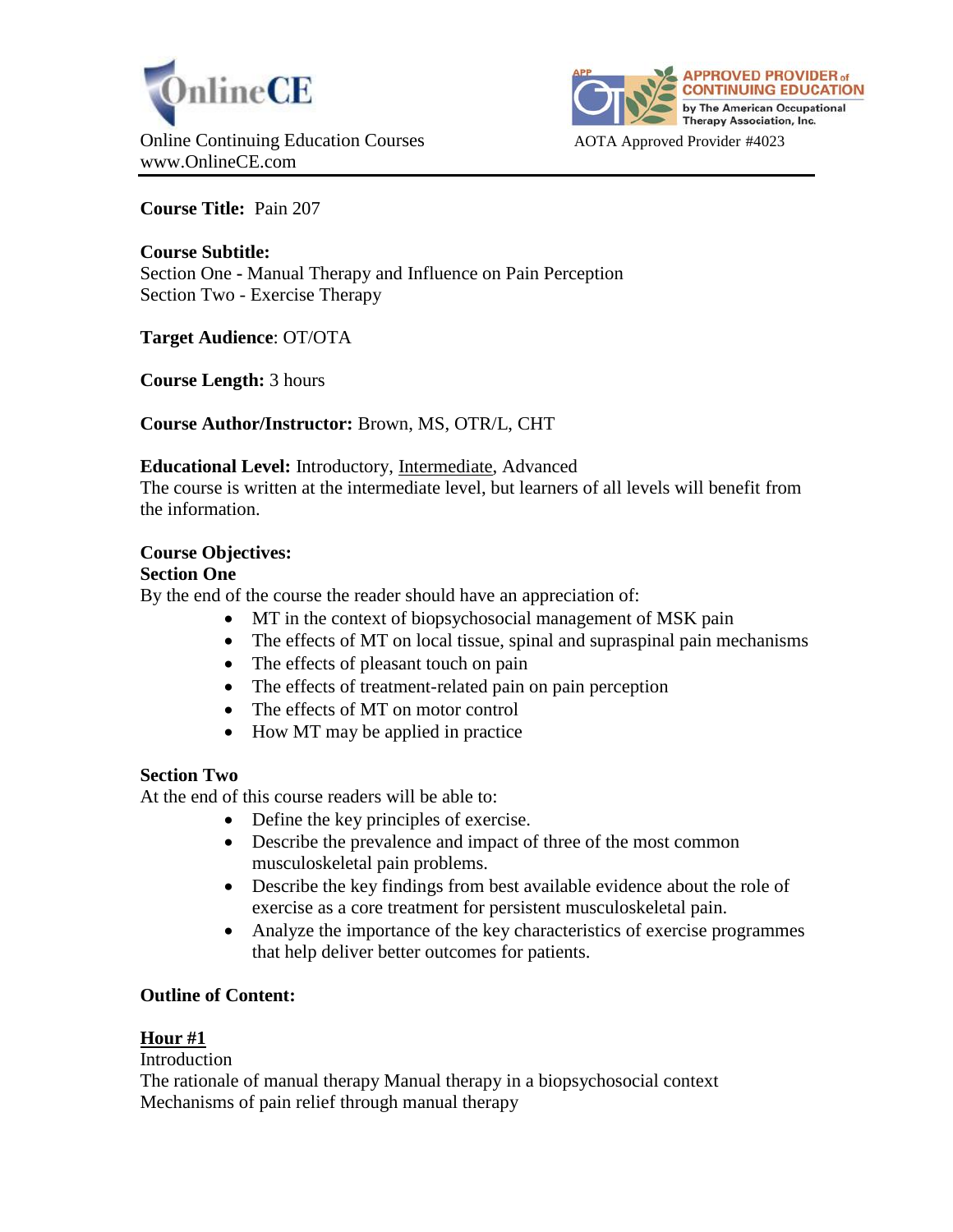OnlineCE

Online Continuing Education Courses
www.OnlineCE.com

APPROVED PROVIDER of CONTINUING EDUCATION by The American Occupational Therapy Association, Inc.

AOTA Approved Provider #4023

---

**Course Title:** Pain 207

**Course Subtitle:**
Section One - Manual Therapy and Influence on Pain Perception
Section Two - Exercise Therapy

**Target Audience**: OT/OTA

**Course Length:** 3 hours

**Course Author/Instructor:** Brown, MS, OTR/L, CHT

**Educational Level:** Introductory, Intermediate, Advanced
The course is written at the intermediate level, but learners of all levels will benefit from the information.

**Course Objectives:**
**Section One**
By the end of the course the reader should have an appreciation of:

- MT in the context of biopsychosocial management of MSK pain
- The effects of MT on local tissue, spinal and supraspinal pain mechanisms
- The effects of pleasant touch on pain
- The effects of treatment-related pain on pain perception
- The effects of MT on motor control
- How MT may be applied in practice

**Section Two**
At the end of this course readers will be able to:

- Define the key principles of exercise.
- Describe the prevalence and impact of three of the most common musculoskeletal pain problems.
- Describe the key findings from best available evidence about the role of exercise as a core treatment for persistent musculoskeletal pain.
- Analyze the importance of the key characteristics of exercise programmes that help deliver better outcomes for patients.

**Outline of Content:**

**Hour #1**
Introduction
The rationale of manual therapy Manual therapy in a biopsychosocial context
Mechanisms of pain relief through manual therapy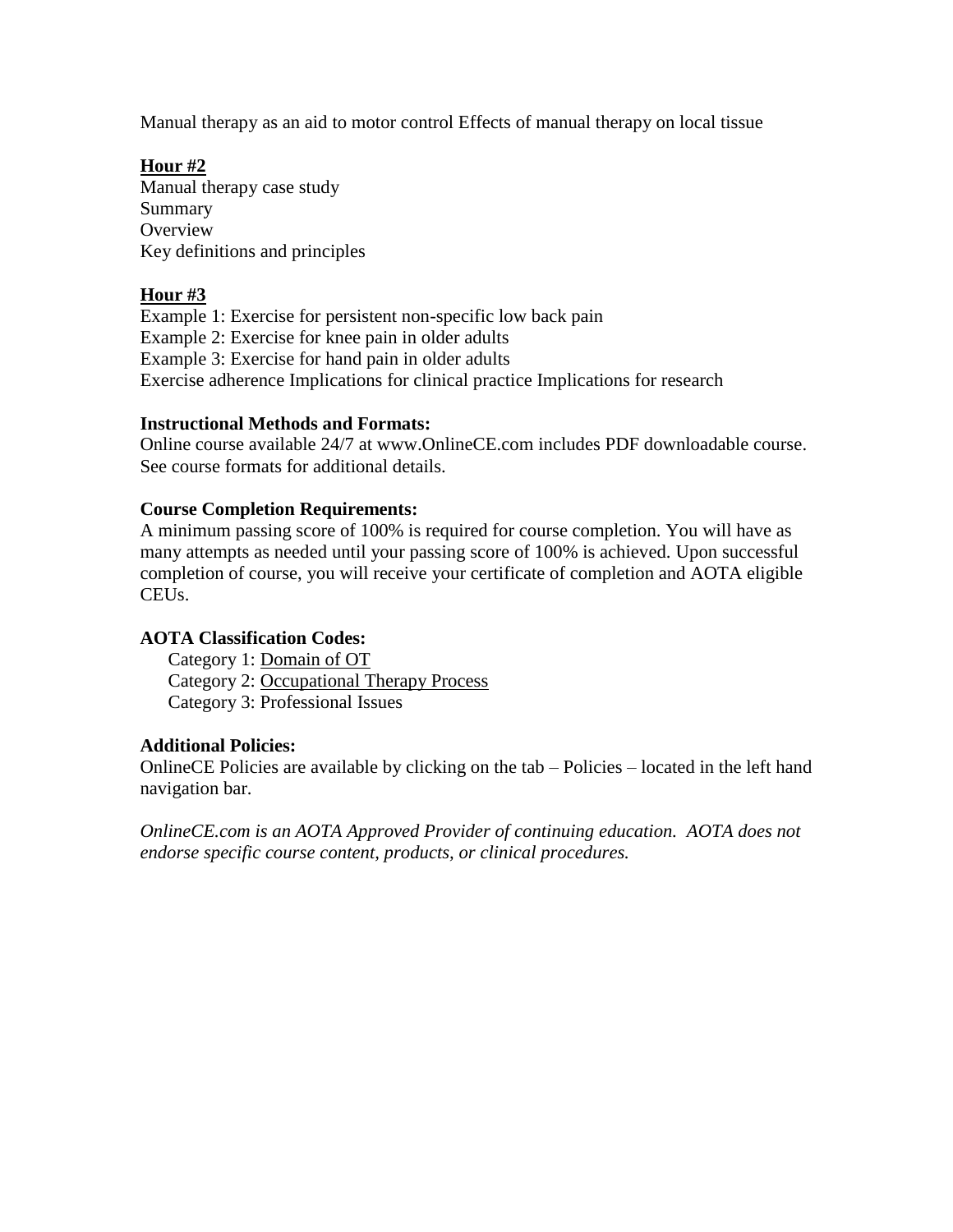Manual therapy as an aid to motor control Effects of manual therapy on local tissue

**<u>Hour #2</u>**
Manual therapy case study
Summary
Overview
Key definitions and principles

**<u>Hour #3</u>**
Example 1: Exercise for persistent non-specific low back pain
Example 2: Exercise for knee pain in older adults
Example 3: Exercise for hand pain in older adults
Exercise adherence Implications for clinical practice Implications for research

**Instructional Methods and Formats:**
Online course available 24/7 at www.OnlineCE.com includes PDF downloadable course. See course formats for additional details.

**Course Completion Requirements:**
A minimum passing score of 100% is required for course completion. You will have as many attempts as needed until your passing score of 100% is achieved. Upon successful completion of course, you will receive your certificate of completion and AOTA eligible CEUs.

**AOTA Classification Codes:**

- Category 1: <u>Domain of OT</u>
- Category 2: <u>Occupational Therapy Process</u>
- Category 3: Professional Issues

**Additional Policies:**
OnlineCE Policies are available by clicking on the tab – Policies – located in the left hand navigation bar.

*OnlineCE.com is an AOTA Approved Provider of continuing education. AOTA does not endorse specific course content, products, or clinical procedures.*